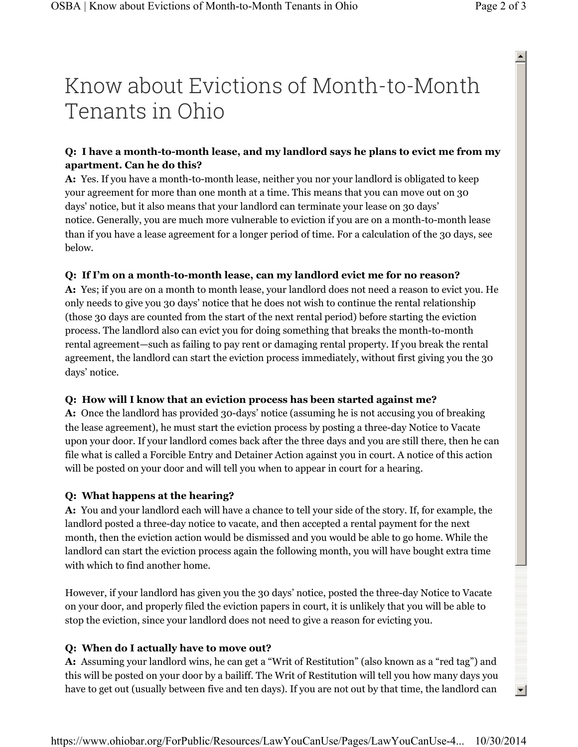# Know about Evictions of Month-to-Month Tenants in Ohio

**Q: I have a month-to-month lease, and my landlord says he plans to evict me from my apartment. Can he do this?**

**A:** Yes. If you have a month-to-month lease, neither you nor your landlord is obligated to keep your agreement for more than one month at a time. This means that you can move out on 30 days' notice, but it also means that your landlord can terminate your lease on 30 days' notice. Generally, you are much more vulnerable to eviction if you are on a month-to-month lease than if you have a lease agreement for a longer period of time. For a calculation of the 30 days, see below.

**Q: If I'm on a month-to-month lease, can my landlord evict me for no reason?**

**A:** Yes; if you are on a month to month lease, your landlord does not need a reason to evict you. He only needs to give you 30 days' notice that he does not wish to continue the rental relationship (those 30 days are counted from the start of the next rental period) before starting the eviction process. The landlord also can evict you for doing something that breaks the month-to-month rental agreement—such as failing to pay rent or damaging rental property. If you break the rental agreement, the landlord can start the eviction process immediately, without first giving you the 30 days' notice.

**Q: How will I know that an eviction process has been started against me?**

**A:** Once the landlord has provided 30-days' notice (assuming he is not accusing you of breaking the lease agreement), he must start the eviction process by posting a three-day Notice to Vacate upon your door. If your landlord comes back after the three days and you are still there, then he can file what is called a Forcible Entry and Detainer Action against you in court. A notice of this action will be posted on your door and will tell you when to appear in court for a hearing.

**Q: What happens at the hearing?**

**A:** You and your landlord each will have a chance to tell your side of the story. If, for example, the landlord posted a three-day notice to vacate, and then accepted a rental payment for the next month, then the eviction action would be dismissed and you would be able to go home. While the landlord can start the eviction process again the following month, you will have bought extra time with which to find another home.

However, if your landlord has given you the 30 days' notice, posted the three-day Notice to Vacate on your door, and properly filed the eviction papers in court, it is unlikely that you will be able to stop the eviction, since your landlord does not need to give a reason for evicting you.

**Q: When do I actually have to move out?**

**A:** Assuming your landlord wins, he can get a "Writ of Restitution" (also known as a "red tag") and this will be posted on your door by a bailiff. The Writ of Restitution will tell you how many days you have to get out (usually between five and ten days). If you are not out by that time, the landlord can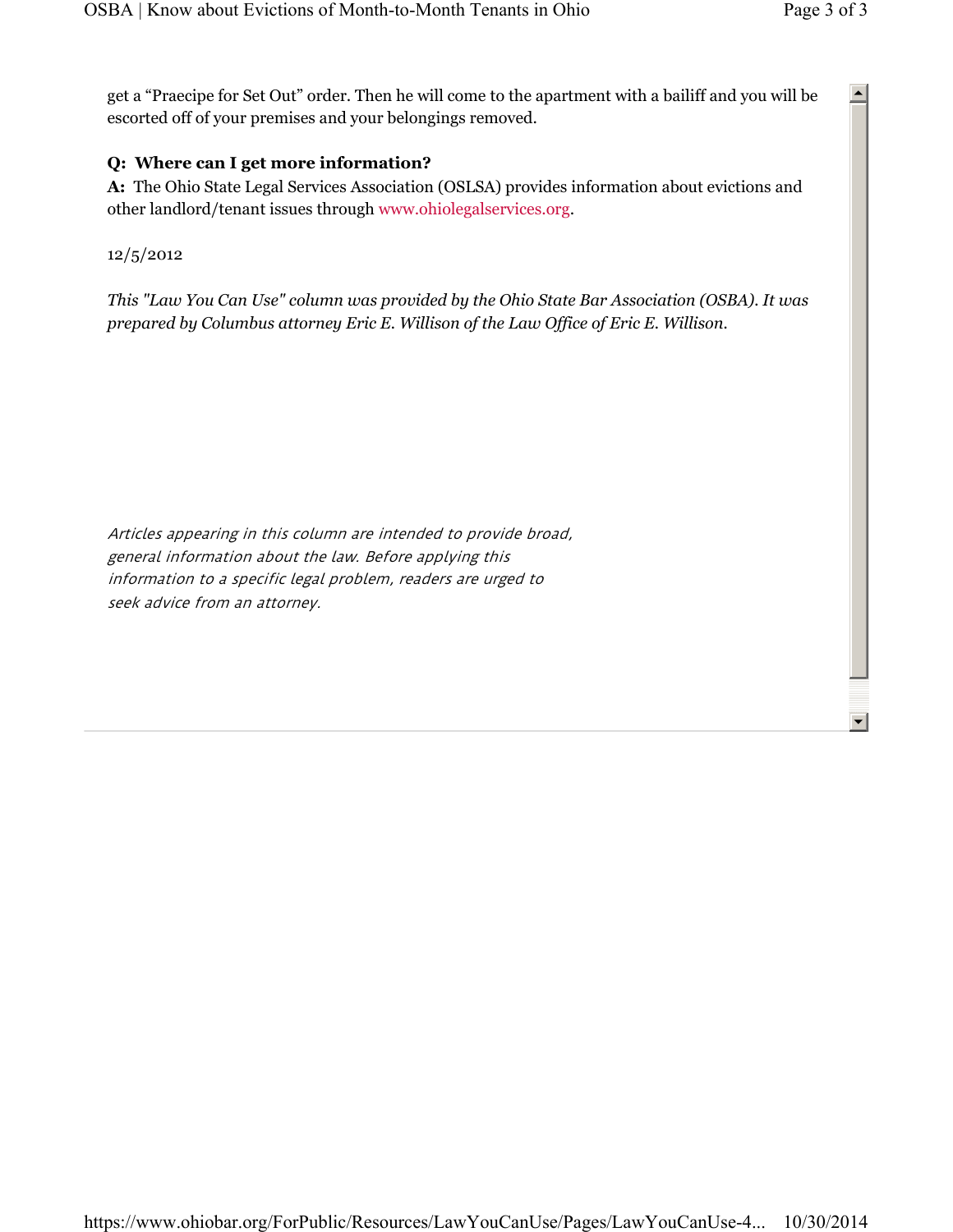get a “Praecipe for Set Out” order. Then he will come to the apartment with a bailiff and you will be escorted off of your premises and your belongings removed.

**Q: Where can I get more information?**

**A:** The Ohio State Legal Services Association (OSLSA) provides information about evictions and other landlord/tenant issues through www.ohiolegalservices.org.

12/5/2012

*This "Law You Can Use" column was provided by the Ohio State Bar Association (OSBA). It was prepared by Columbus attorney Eric E. Willison of the Law Office of Eric E. Willison.*

*Articles appearing in this column are intended to provide broad, general information about the law. Before applying this information to a specific legal problem, readers are urged to seek advice from an attorney.*